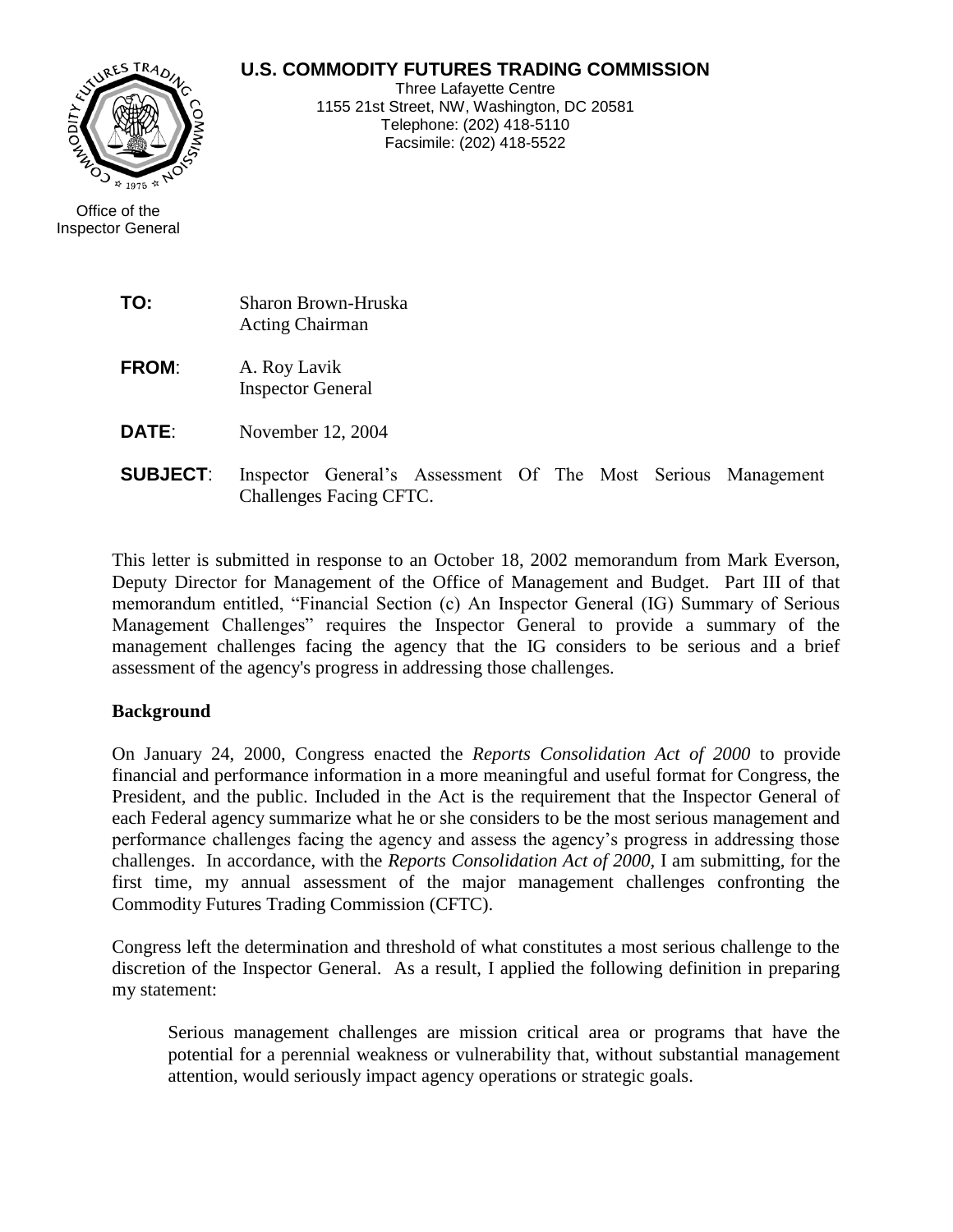**U.S. COMMODITY FUTURES TRADING COMMISSION**

Three Lafayette Centre
1155 21st Street, NW, Washington, DC 20581
Telephone: (202) 418-5110
Facsimile: (202) 418-5522

Office of the
Inspector General

**TO:** Sharon Brown-Hruska
Acting Chairman

**FROM**: A. Roy Lavik
Inspector General

**DATE**: November 12, 2004

**SUBJECT**: Inspector General's Assessment Of The Most Serious Management Challenges Facing CFTC.

This letter is submitted in response to an October 18, 2002 memorandum from Mark Everson, Deputy Director for Management of the Office of Management and Budget. Part III of that memorandum entitled, "Financial Section (c) An Inspector General (IG) Summary of Serious Management Challenges" requires the Inspector General to provide a summary of the management challenges facing the agency that the IG considers to be serious and a brief assessment of the agency's progress in addressing those challenges.

**Background**

On January 24, 2000, Congress enacted the *Reports Consolidation Act of 2000* to provide financial and performance information in a more meaningful and useful format for Congress, the President, and the public. Included in the Act is the requirement that the Inspector General of each Federal agency summarize what he or she considers to be the most serious management and performance challenges facing the agency and assess the agency's progress in addressing those challenges. In accordance, with the *Reports Consolidation Act of 2000,* I am submitting, for the first time, my annual assessment of the major management challenges confronting the Commodity Futures Trading Commission (CFTC).

Congress left the determination and threshold of what constitutes a most serious challenge to the discretion of the Inspector General. As a result, I applied the following definition in preparing my statement:

> Serious management challenges are mission critical area or programs that have the potential for a perennial weakness or vulnerability that, without substantial management attention, would seriously impact agency operations or strategic goals.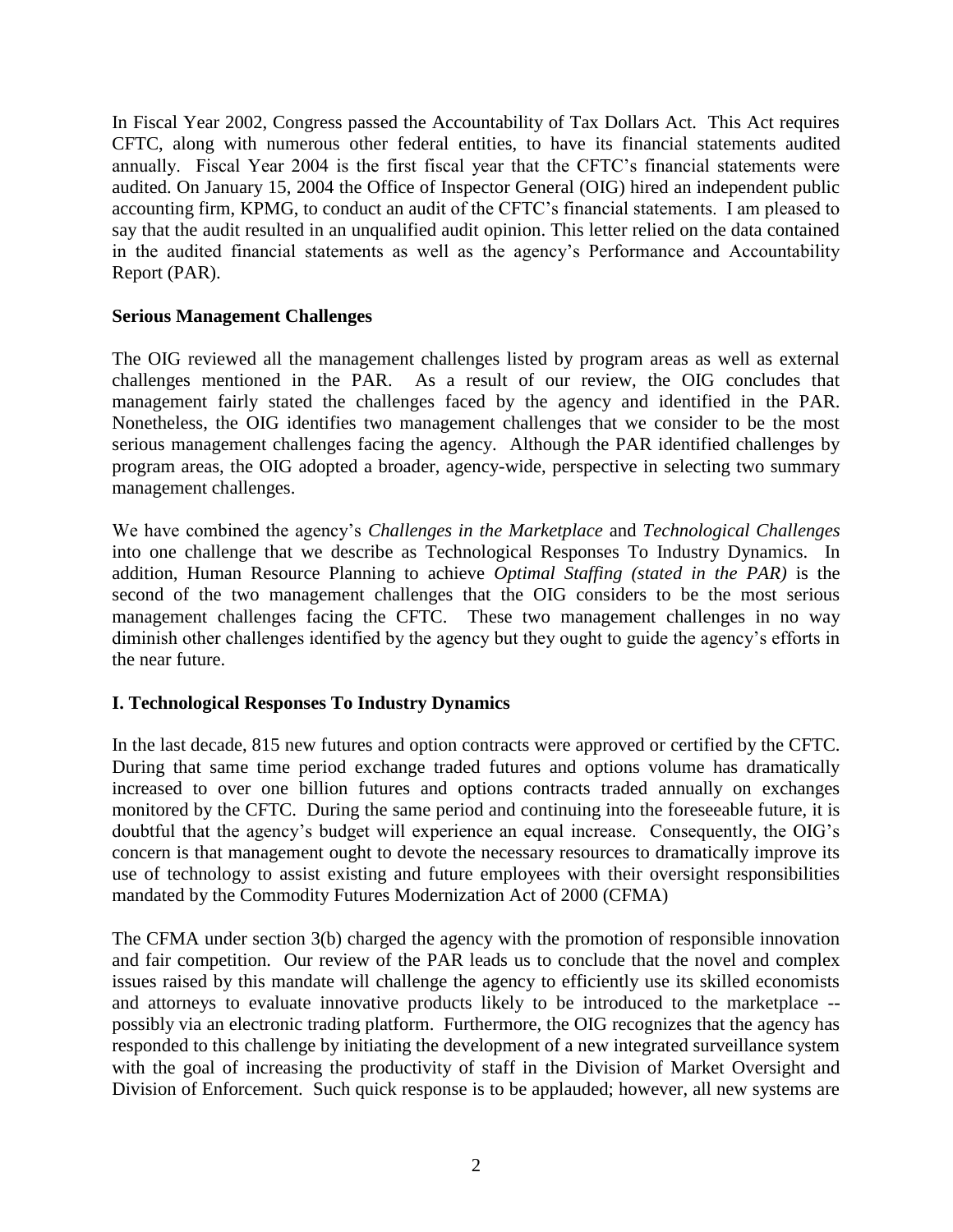In Fiscal Year 2002, Congress passed the Accountability of Tax Dollars Act. This Act requires CFTC, along with numerous other federal entities, to have its financial statements audited annually. Fiscal Year 2004 is the first fiscal year that the CFTC's financial statements were audited. On January 15, 2004 the Office of Inspector General (OIG) hired an independent public accounting firm, KPMG, to conduct an audit of the CFTC's financial statements. I am pleased to say that the audit resulted in an unqualified audit opinion. This letter relied on the data contained in the audited financial statements as well as the agency's Performance and Accountability Report (PAR).

**Serious Management Challenges**

The OIG reviewed all the management challenges listed by program areas as well as external challenges mentioned in the PAR. As a result of our review, the OIG concludes that management fairly stated the challenges faced by the agency and identified in the PAR. Nonetheless, the OIG identifies two management challenges that we consider to be the most serious management challenges facing the agency. Although the PAR identified challenges by program areas, the OIG adopted a broader, agency-wide, perspective in selecting two summary management challenges.

We have combined the agency's *Challenges in the Marketplace* and *Technological Challenges* into one challenge that we describe as Technological Responses To Industry Dynamics. In addition, Human Resource Planning to achieve *Optimal Staffing (stated in the PAR)* is the second of the two management challenges that the OIG considers to be the most serious management challenges facing the CFTC. These two management challenges in no way diminish other challenges identified by the agency but they ought to guide the agency's efforts in the near future.

**I. Technological Responses To Industry Dynamics**

In the last decade, 815 new futures and option contracts were approved or certified by the CFTC. During that same time period exchange traded futures and options volume has dramatically increased to over one billion futures and options contracts traded annually on exchanges monitored by the CFTC. During the same period and continuing into the foreseeable future, it is doubtful that the agency's budget will experience an equal increase. Consequently, the OIG's concern is that management ought to devote the necessary resources to dramatically improve its use of technology to assist existing and future employees with their oversight responsibilities mandated by the Commodity Futures Modernization Act of 2000 (CFMA)

The CFMA under section 3(b) charged the agency with the promotion of responsible innovation and fair competition. Our review of the PAR leads us to conclude that the novel and complex issues raised by this mandate will challenge the agency to efficiently use its skilled economists and attorneys to evaluate innovative products likely to be introduced to the marketplace -- possibly via an electronic trading platform. Furthermore, the OIG recognizes that the agency has responded to this challenge by initiating the development of a new integrated surveillance system with the goal of increasing the productivity of staff in the Division of Market Oversight and Division of Enforcement. Such quick response is to be applauded; however, all new systems are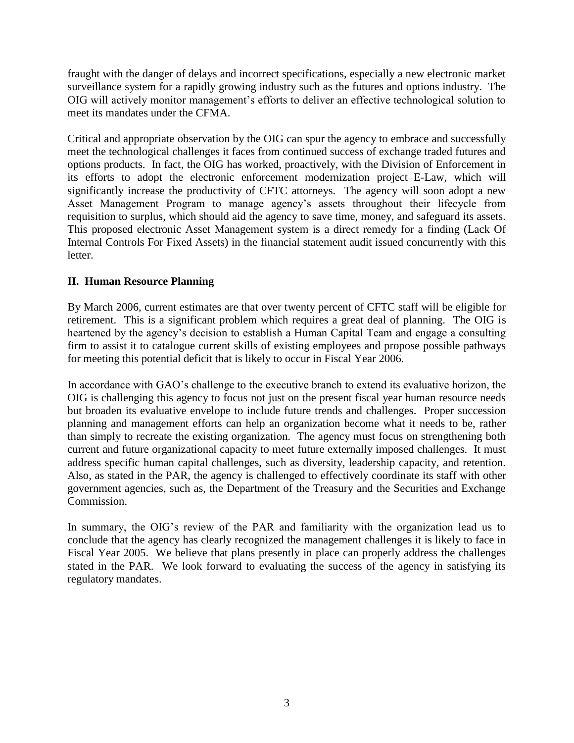fraught with the danger of delays and incorrect specifications, especially a new electronic market surveillance system for a rapidly growing industry such as the futures and options industry. The OIG will actively monitor management's efforts to deliver an effective technological solution to meet its mandates under the CFMA.

Critical and appropriate observation by the OIG can spur the agency to embrace and successfully meet the technological challenges it faces from continued success of exchange traded futures and options products. In fact, the OIG has worked, proactively, with the Division of Enforcement in its efforts to adopt the electronic enforcement modernization project–E-Law, which will significantly increase the productivity of CFTC attorneys. The agency will soon adopt a new Asset Management Program to manage agency's assets throughout their lifecycle from requisition to surplus, which should aid the agency to save time, money, and safeguard its assets. This proposed electronic Asset Management system is a direct remedy for a finding (Lack Of Internal Controls For Fixed Assets) in the financial statement audit issued concurrently with this letter.

## II. Human Resource Planning

By March 2006, current estimates are that over twenty percent of CFTC staff will be eligible for retirement. This is a significant problem which requires a great deal of planning. The OIG is heartened by the agency's decision to establish a Human Capital Team and engage a consulting firm to assist it to catalogue current skills of existing employees and propose possible pathways for meeting this potential deficit that is likely to occur in Fiscal Year 2006.

In accordance with GAO's challenge to the executive branch to extend its evaluative horizon, the OIG is challenging this agency to focus not just on the present fiscal year human resource needs but broaden its evaluative envelope to include future trends and challenges. Proper succession planning and management efforts can help an organization become what it needs to be, rather than simply to recreate the existing organization. The agency must focus on strengthening both current and future organizational capacity to meet future externally imposed challenges. It must address specific human capital challenges, such as diversity, leadership capacity, and retention. Also, as stated in the PAR, the agency is challenged to effectively coordinate its staff with other government agencies, such as, the Department of the Treasury and the Securities and Exchange Commission.

In summary, the OIG's review of the PAR and familiarity with the organization lead us to conclude that the agency has clearly recognized the management challenges it is likely to face in Fiscal Year 2005. We believe that plans presently in place can properly address the challenges stated in the PAR. We look forward to evaluating the success of the agency in satisfying its regulatory mandates.